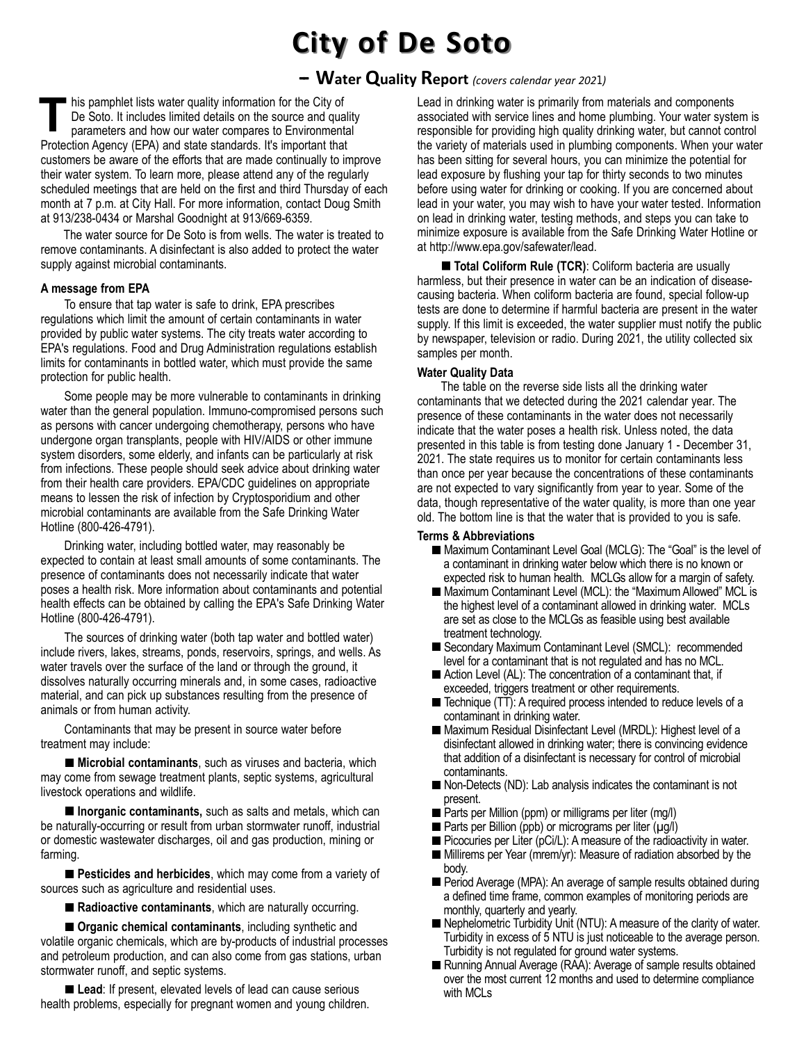# City of De Soto

## – Water Quality Report *(covers calendar year 2021)*

This pamphlet lists water quality information for the City of De Soto. It includes limited details on the source and quality parameters and how our water compares to Environmental Protection Agency (EPA) and state standards. It's important that customers be aware of the efforts that are made continually to improve their water system. To learn more, please attend any of the regularly scheduled meetings that are held on the first and third Thursday of each month at 7 p.m. at City Hall. For more information, contact Doug Smith at 913/238-0434 or Marshal Goodnight at 913/669-6359.

The water source for De Soto is from wells. The water is treated to remove contaminants. A disinfectant is also added to protect the water supply against microbial contaminants.

**A message from EPA**

To ensure that tap water is safe to drink, EPA prescribes regulations which limit the amount of certain contaminants in water provided by public water systems. The city treats water according to EPA's regulations. Food and Drug Administration regulations establish limits for contaminants in bottled water, which must provide the same protection for public health.

Some people may be more vulnerable to contaminants in drinking water than the general population. Immuno-compromised persons such as persons with cancer undergoing chemotherapy, persons who have undergone organ transplants, people with HIV/AIDS or other immune system disorders, some elderly, and infants can be particularly at risk from infections. These people should seek advice about drinking water from their health care providers. EPA/CDC guidelines on appropriate means to lessen the risk of infection by Cryptosporidium and other microbial contaminants are available from the Safe Drinking Water Hotline (800-426-4791).

Drinking water, including bottled water, may reasonably be expected to contain at least small amounts of some contaminants. The presence of contaminants does not necessarily indicate that water poses a health risk. More information about contaminants and potential health effects can be obtained by calling the EPA's Safe Drinking Water Hotline (800-426-4791).

The sources of drinking water (both tap water and bottled water) include rivers, lakes, streams, ponds, reservoirs, springs, and wells. As water travels over the surface of the land or through the ground, it dissolves naturally occurring minerals and, in some cases, radioactive material, and can pick up substances resulting from the presence of animals or from human activity.

Contaminants that may be present in source water before treatment may include:

■ **Microbial contaminants**, such as viruses and bacteria, which may come from sewage treatment plants, septic systems, agricultural livestock operations and wildlife.

■ **Inorganic contaminants,** such as salts and metals, which can be naturally-occurring or result from urban stormwater runoff, industrial or domestic wastewater discharges, oil and gas production, mining or farming.

■ **Pesticides and herbicides**, which may come from a variety of sources such as agriculture and residential uses.

■ **Radioactive contaminants**, which are naturally occurring.

■ **Organic chemical contaminants**, including synthetic and volatile organic chemicals, which are by-products of industrial processes and petroleum production, and can also come from gas stations, urban stormwater runoff, and septic systems.

■ **Lead**: If present, elevated levels of lead can cause serious health problems, especially for pregnant women and young children. Lead in drinking water is primarily from materials and components associated with service lines and home plumbing. Your water system is responsible for providing high quality drinking water, but cannot control the variety of materials used in plumbing components. When your water has been sitting for several hours, you can minimize the potential for lead exposure by flushing your tap for thirty seconds to two minutes before using water for drinking or cooking. If you are concerned about lead in your water, you may wish to have your water tested. Information on lead in drinking water, testing methods, and steps you can take to minimize exposure is available from the Safe Drinking Water Hotline or at http://www.epa.gov/safewater/lead.

■ **Total Coliform Rule (TCR)**: Coliform bacteria are usually harmless, but their presence in water can be an indication of disease-causing bacteria. When coliform bacteria are found, special follow-up tests are done to determine if harmful bacteria are present in the water supply. If this limit is exceeded, the water supplier must notify the public by newspaper, television or radio. During 2021, the utility collected six samples per month.

**Water Quality Data**

The table on the reverse side lists all the drinking water contaminants that we detected during the 2021 calendar year. The presence of these contaminants in the water does not necessarily indicate that the water poses a health risk. Unless noted, the data presented in this table is from testing done January 1 - December 31, 2021. The state requires us to monitor for certain contaminants less than once per year because the concentrations of these contaminants are not expected to vary significantly from year to year. Some of the data, though representative of the water quality, is more than one year old. The bottom line is that the water that is provided to you is safe.

**Terms & Abbreviations**

- Maximum Contaminant Level Goal (MCLG): The "Goal" is the level of a contaminant in drinking water below which there is no known or expected risk to human health. MCLGs allow for a margin of safety.
- Maximum Contaminant Level (MCL): the "Maximum Allowed" MCL is the highest level of a contaminant allowed in drinking water. MCLs are set as close to the MCLGs as feasible using best available treatment technology.
- Secondary Maximum Contaminant Level (SMCL): recommended level for a contaminant that is not regulated and has no MCL.
- Action Level (AL): The concentration of a contaminant that, if exceeded, triggers treatment or other requirements.
- Technique (TT): A required process intended to reduce levels of a contaminant in drinking water.
- Maximum Residual Disinfectant Level (MRDL): Highest level of a disinfectant allowed in drinking water; there is convincing evidence that addition of a disinfectant is necessary for control of microbial contaminants.
- Non-Detects (ND): Lab analysis indicates the contaminant is not present.
- Parts per Million (ppm) or milligrams per liter (mg/l)
- Parts per Billion (ppb) or micrograms per liter (μg/l)
- Picocuries per Liter (pCi/L): A measure of the radioactivity in water.
- Millirems per Year (mrem/yr): Measure of radiation absorbed by the body.
- Period Average (MPA): An average of sample results obtained during a defined time frame, common examples of monitoring periods are monthly, quarterly and yearly.
- Nephelometric Turbidity Unit (NTU): A measure of the clarity of water. Turbidity in excess of 5 NTU is just noticeable to the average person. Turbidity is not regulated for ground water systems.
- Running Annual Average (RAA): Average of sample results obtained over the most current 12 months and used to determine compliance with MCLs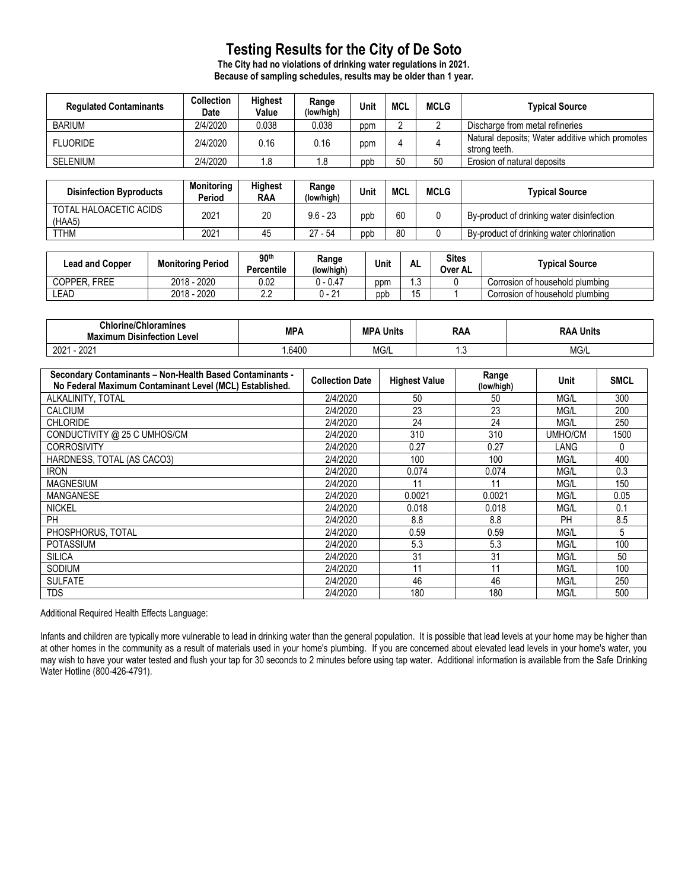# Testing Results for the City of De Soto

**The City had no violations of drinking water regulations in 2021.**
**Because of sampling schedules, results may be older than 1 year.**

| Regulated Contaminants | Collection Date | Highest Value | Range (low/high) | Unit | MCL | MCLG | Typical Source |
|---|---|---|---|---|---|---|---|
| BARIUM | 2/4/2020 | 0.038 | 0.038 | ppm | 2 | 2 | Discharge from metal refineries |
| FLUORIDE | 2/4/2020 | 0.16 | 0.16 | ppm | 4 | 4 | Natural deposits; Water additive which promotes strong teeth. |
| SELENIUM | 2/4/2020 | 1.8 | 1.8 | ppb | 50 | 50 | Erosion of natural deposits |

| Disinfection Byproducts | Monitoring Period | Highest RAA | Range (low/high) | Unit | MCL | MCLG | Typical Source |
|---|---|---|---|---|---|---|---|
| TOTAL HALOACETIC ACIDS (HAA5) | 2021 | 20 | 9.6 - 23 | ppb | 60 | 0 | By-product of drinking water disinfection |
| TTHM | 2021 | 45 | 27 - 54 | ppb | 80 | 0 | By-product of drinking water chlorination |

| Lead and Copper | Monitoring Period | 90th Percentile | Range (low/high) | Unit | AL | Sites Over AL | Typical Source |
|---|---|---|---|---|---|---|---|
| COPPER, FREE | 2018 - 2020 | 0.02 | 0 - 0.47 | ppm | 1.3 | 0 | Corrosion of household plumbing |
| LEAD | 2018 - 2020 | 2.2 | 0 - 21 | ppb | 15 | 1 | Corrosion of household plumbing |

| Chlorine/Chloramines Maximum Disinfection Level | MPA | MPA Units | RAA | RAA Units |
|---|---|---|---|---|
| 2021 - 2021 | 1.6400 | MG/L | 1.3 | MG/L |

| Secondary Contaminants – Non-Health Based Contaminants - No Federal Maximum Contaminant Level (MCL) Established. | Collection Date | Highest Value | Range (low/high) | Unit | SMCL |
|---|---|---|---|---|---|
| ALKALINITY, TOTAL | 2/4/2020 | 50 | 50 | MG/L | 300 |
| CALCIUM | 2/4/2020 | 23 | 23 | MG/L | 200 |
| CHLORIDE | 2/4/2020 | 24 | 24 | MG/L | 250 |
| CONDUCTIVITY @ 25 C UMHOS/CM | 2/4/2020 | 310 | 310 | UMHO/CM | 1500 |
| CORROSIVITY | 2/4/2020 | 0.27 | 0.27 | LANG | 0 |
| HARDNESS, TOTAL (AS CACO3) | 2/4/2020 | 100 | 100 | MG/L | 400 |
| IRON | 2/4/2020 | 0.074 | 0.074 | MG/L | 0.3 |
| MAGNESIUM | 2/4/2020 | 11 | 11 | MG/L | 150 |
| MANGANESE | 2/4/2020 | 0.0021 | 0.0021 | MG/L | 0.05 |
| NICKEL | 2/4/2020 | 0.018 | 0.018 | MG/L | 0.1 |
| PH | 2/4/2020 | 8.8 | 8.8 | PH | 8.5 |
| PHOSPHORUS, TOTAL | 2/4/2020 | 0.59 | 0.59 | MG/L | 5 |
| POTASSIUM | 2/4/2020 | 5.3 | 5.3 | MG/L | 100 |
| SILICA | 2/4/2020 | 31 | 31 | MG/L | 50 |
| SODIUM | 2/4/2020 | 11 | 11 | MG/L | 100 |
| SULFATE | 2/4/2020 | 46 | 46 | MG/L | 250 |
| TDS | 2/4/2020 | 180 | 180 | MG/L | 500 |

Additional Required Health Effects Language:

Infants and children are typically more vulnerable to lead in drinking water than the general population. It is possible that lead levels at your home may be higher than at other homes in the community as a result of materials used in your home's plumbing. If you are concerned about elevated lead levels in your home's water, you may wish to have your water tested and flush your tap for 30 seconds to 2 minutes before using tap water. Additional information is available from the Safe Drinking Water Hotline (800-426-4791).